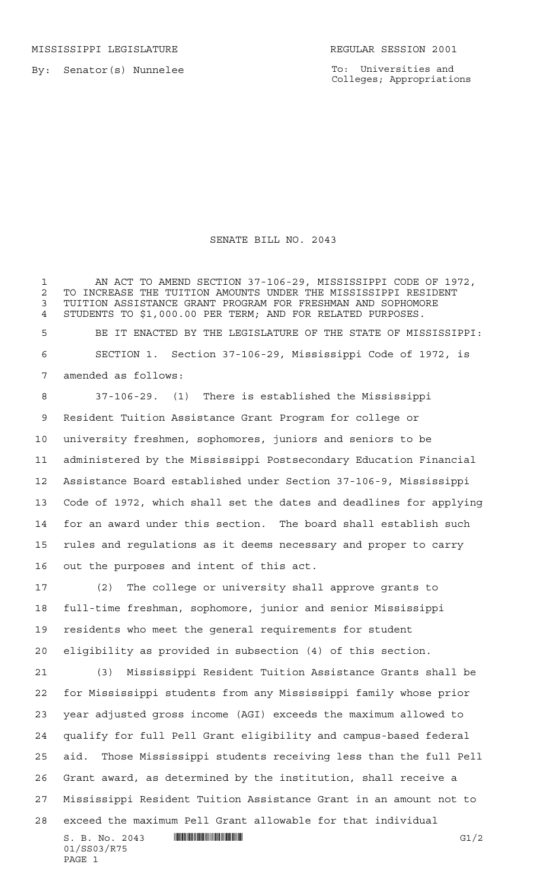MISSISSIPPI LEGISLATURE REGULAR SESSION 2001

By: Senator(s) Nunnelee

To: Universities and Colleges; Appropriations

# SENATE BILL NO. 2043

AN ACT TO AMEND SECTION 37-106-29, MISSISSIPPI CODE OF 1972, TO INCREASE THE TUITION AMOUNTS UNDER THE MISSISSIPPI RESIDENT TUITION ASSISTANCE GRANT PROGRAM FOR FRESHMAN AND SOPHOMORE STUDENTS TO $1,000.00 PER TERM; AND FOR RELATED PURPOSES.

BE IT ENACTED BY THE LEGISLATURE OF THE STATE OF MISSISSIPPI:

SECTION 1. Section 37-106-29, Mississippi Code of 1972, is amended as follows:

37-106-29. (1) There is established the Mississippi Resident Tuition Assistance Grant Program for college or university freshmen, sophomores, juniors and seniors to be administered by the Mississippi Postsecondary Education Financial Assistance Board established under Section 37-106-9, Mississippi Code of 1972, which shall set the dates and deadlines for applying for an award under this section. The board shall establish such rules and regulations as it deems necessary and proper to carry out the purposes and intent of this act.

(2) The college or university shall approve grants to full-time freshman, sophomore, junior and senior Mississippi residents who meet the general requirements for student eligibility as provided in subsection (4) of this section.

(3) Mississippi Resident Tuition Assistance Grants shall be for Mississippi students from any Mississippi family whose prior year adjusted gross income (AGI) exceeds the maximum allowed to qualify for full Pell Grant eligibility and campus-based federal aid. Those Mississippi students receiving less than the full Pell Grant award, as determined by the institution, shall receive a Mississippi Resident Tuition Assistance Grant in an amount not to exceed the maximum Pell Grant allowable for that individual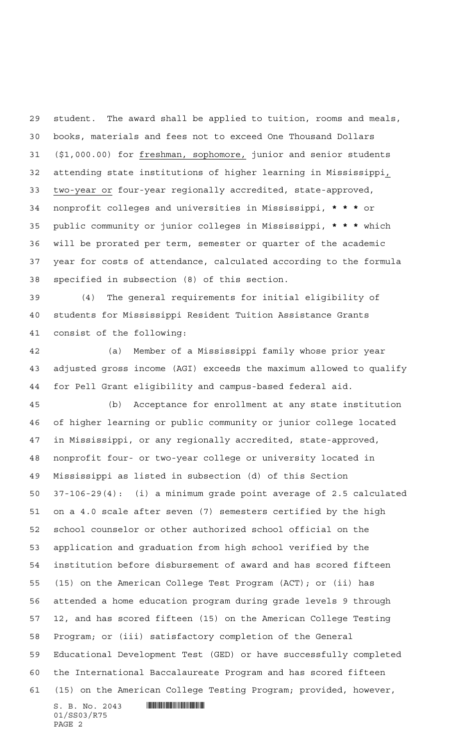student. The award shall be applied to tuition, rooms and meals, books, materials and fees not to exceed One Thousand Dollars ($1,000.00) for freshman, sophomore, junior and senior students attending state institutions of higher learning in Mississippi, two-year or four-year regionally accredited, state-approved, nonprofit colleges and universities in Mississippi, * * * or public community or junior colleges in Mississippi, * * * which will be prorated per term, semester or quarter of the academic year for costs of attendance, calculated according to the formula specified in subsection (8) of this section.

(4) The general requirements for initial eligibility of students for Mississippi Resident Tuition Assistance Grants consist of the following:

(a) Member of a Mississippi family whose prior year adjusted gross income (AGI) exceeds the maximum allowed to qualify for Pell Grant eligibility and campus-based federal aid.

(b) Acceptance for enrollment at any state institution of higher learning or public community or junior college located in Mississippi, or any regionally accredited, state-approved, nonprofit four- or two-year college or university located in Mississippi as listed in subsection (d) of this Section 37-106-29(4): (i) a minimum grade point average of 2.5 calculated on a 4.0 scale after seven (7) semesters certified by the high school counselor or other authorized school official on the application and graduation from high school verified by the institution before disbursement of award and has scored fifteen (15) on the American College Test Program (ACT); or (ii) has attended a home education program during grade levels 9 through 12, and has scored fifteen (15) on the American College Testing Program; or (iii) satisfactory completion of the General Educational Development Test (GED) or have successfully completed the International Baccalaureate Program and has scored fifteen (15) on the American College Testing Program; provided, however,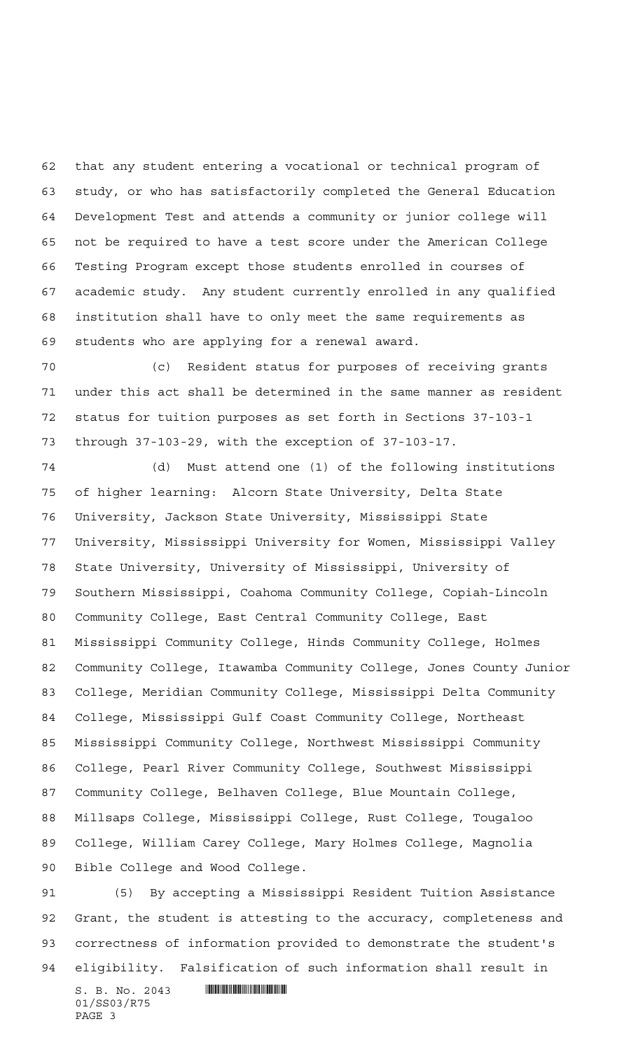that any student entering a vocational or technical program of study, or who has satisfactorily completed the General Education Development Test and attends a community or junior college will not be required to have a test score under the American College Testing Program except those students enrolled in courses of academic study. Any student currently enrolled in any qualified institution shall have to only meet the same requirements as students who are applying for a renewal award.

(c) Resident status for purposes of receiving grants under this act shall be determined in the same manner as resident status for tuition purposes as set forth in Sections 37-103-1 through 37-103-29, with the exception of 37-103-17.

(d) Must attend one (1) of the following institutions of higher learning: Alcorn State University, Delta State University, Jackson State University, Mississippi State University, Mississippi University for Women, Mississippi Valley State University, University of Mississippi, University of Southern Mississippi, Coahoma Community College, Copiah-Lincoln Community College, East Central Community College, East Mississippi Community College, Hinds Community College, Holmes Community College, Itawamba Community College, Jones County Junior College, Meridian Community College, Mississippi Delta Community College, Mississippi Gulf Coast Community College, Northeast Mississippi Community College, Northwest Mississippi Community College, Pearl River Community College, Southwest Mississippi Community College, Belhaven College, Blue Mountain College, Millsaps College, Mississippi College, Rust College, Tougaloo College, William Carey College, Mary Holmes College, Magnolia Bible College and Wood College.

(5) By accepting a Mississippi Resident Tuition Assistance Grant, the student is attesting to the accuracy, completeness and correctness of information provided to demonstrate the student's eligibility. Falsification of such information shall result in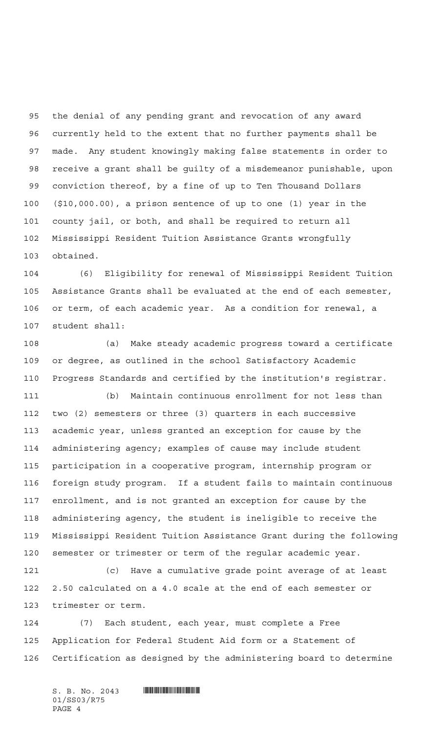the denial of any pending grant and revocation of any award currently held to the extent that no further payments shall be made. Any student knowingly making false statements in order to receive a grant shall be guilty of a misdemeanor punishable, upon conviction thereof, by a fine of up to Ten Thousand Dollars ($10,000.00), a prison sentence of up to one (1) year in the county jail, or both, and shall be required to return all Mississippi Resident Tuition Assistance Grants wrongfully obtained.

(6) Eligibility for renewal of Mississippi Resident Tuition Assistance Grants shall be evaluated at the end of each semester, or term, of each academic year. As a condition for renewal, a student shall:

(a) Make steady academic progress toward a certificate or degree, as outlined in the school Satisfactory Academic Progress Standards and certified by the institution's registrar.

(b) Maintain continuous enrollment for not less than two (2) semesters or three (3) quarters in each successive academic year, unless granted an exception for cause by the administering agency; examples of cause may include student participation in a cooperative program, internship program or foreign study program. If a student fails to maintain continuous enrollment, and is not granted an exception for cause by the administering agency, the student is ineligible to receive the Mississippi Resident Tuition Assistance Grant during the following semester or trimester or term of the regular academic year.

(c) Have a cumulative grade point average of at least 2.50 calculated on a 4.0 scale at the end of each semester or trimester or term.

(7) Each student, each year, must complete a Free Application for Federal Student Aid form or a Statement of Certification as designed by the administering board to determine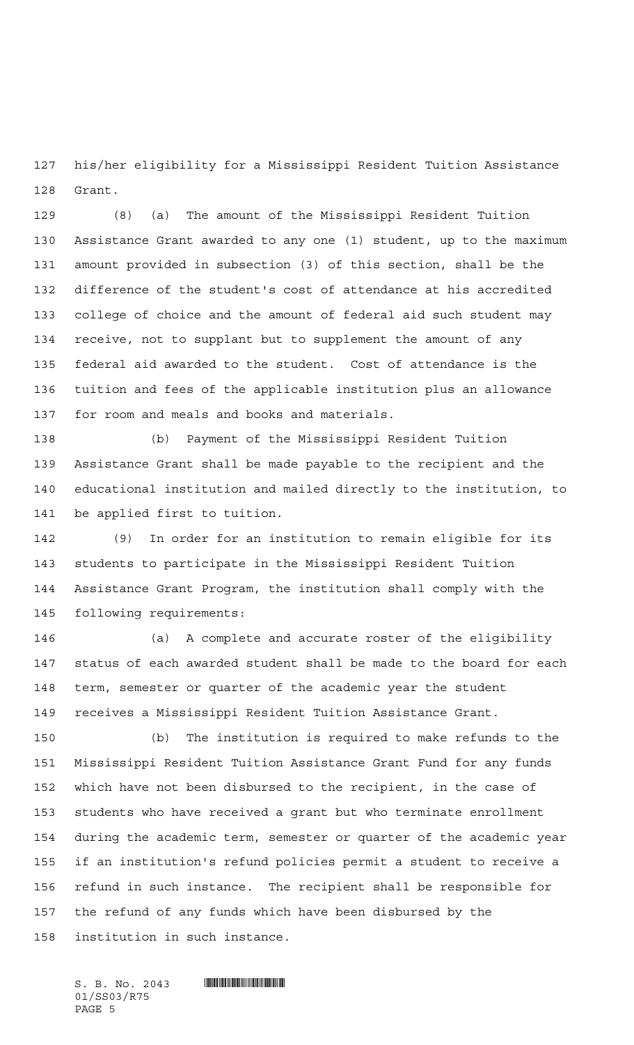his/her eligibility for a Mississippi Resident Tuition Assistance Grant.

(8) (a) The amount of the Mississippi Resident Tuition Assistance Grant awarded to any one (1) student, up to the maximum amount provided in subsection (3) of this section, shall be the difference of the student's cost of attendance at his accredited college of choice and the amount of federal aid such student may receive, not to supplant but to supplement the amount of any federal aid awarded to the student. Cost of attendance is the tuition and fees of the applicable institution plus an allowance for room and meals and books and materials.

(b) Payment of the Mississippi Resident Tuition Assistance Grant shall be made payable to the recipient and the educational institution and mailed directly to the institution, to be applied first to tuition.

(9) In order for an institution to remain eligible for its students to participate in the Mississippi Resident Tuition Assistance Grant Program, the institution shall comply with the following requirements:

(a) A complete and accurate roster of the eligibility status of each awarded student shall be made to the board for each term, semester or quarter of the academic year the student receives a Mississippi Resident Tuition Assistance Grant.

(b) The institution is required to make refunds to the Mississippi Resident Tuition Assistance Grant Fund for any funds which have not been disbursed to the recipient, in the case of students who have received a grant but who terminate enrollment during the academic term, semester or quarter of the academic year if an institution's refund policies permit a student to receive a refund in such instance. The recipient shall be responsible for the refund of any funds which have been disbursed by the institution in such instance.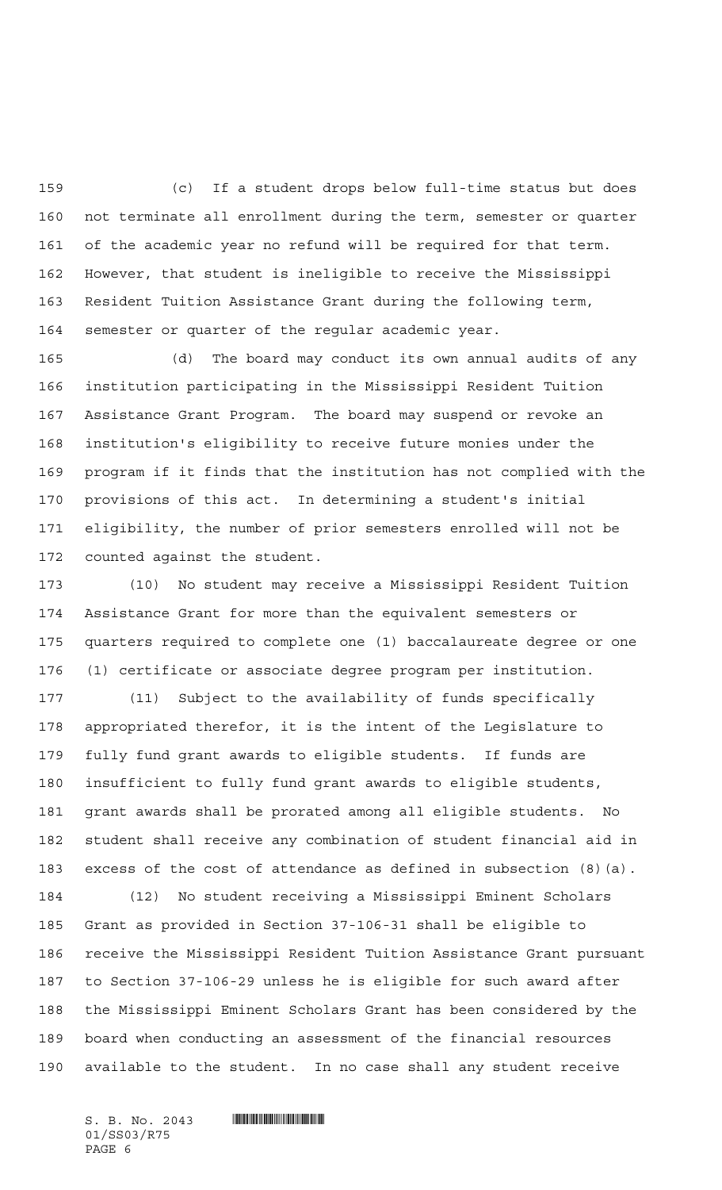(c) If a student drops below full-time status but does not terminate all enrollment during the term, semester or quarter of the academic year no refund will be required for that term. However, that student is ineligible to receive the Mississippi Resident Tuition Assistance Grant during the following term, semester or quarter of the regular academic year.

(d) The board may conduct its own annual audits of any institution participating in the Mississippi Resident Tuition Assistance Grant Program. The board may suspend or revoke an institution's eligibility to receive future monies under the program if it finds that the institution has not complied with the provisions of this act. In determining a student's initial eligibility, the number of prior semesters enrolled will not be counted against the student.

(10) No student may receive a Mississippi Resident Tuition Assistance Grant for more than the equivalent semesters or quarters required to complete one (1) baccalaureate degree or one (1) certificate or associate degree program per institution.

(11) Subject to the availability of funds specifically appropriated therefor, it is the intent of the Legislature to fully fund grant awards to eligible students. If funds are insufficient to fully fund grant awards to eligible students, grant awards shall be prorated among all eligible students. No student shall receive any combination of student financial aid in excess of the cost of attendance as defined in subsection (8)(a).

(12) No student receiving a Mississippi Eminent Scholars Grant as provided in Section 37-106-31 shall be eligible to receive the Mississippi Resident Tuition Assistance Grant pursuant to Section 37-106-29 unless he is eligible for such award after the Mississippi Eminent Scholars Grant has been considered by the board when conducting an assessment of the financial resources available to the student. In no case shall any student receive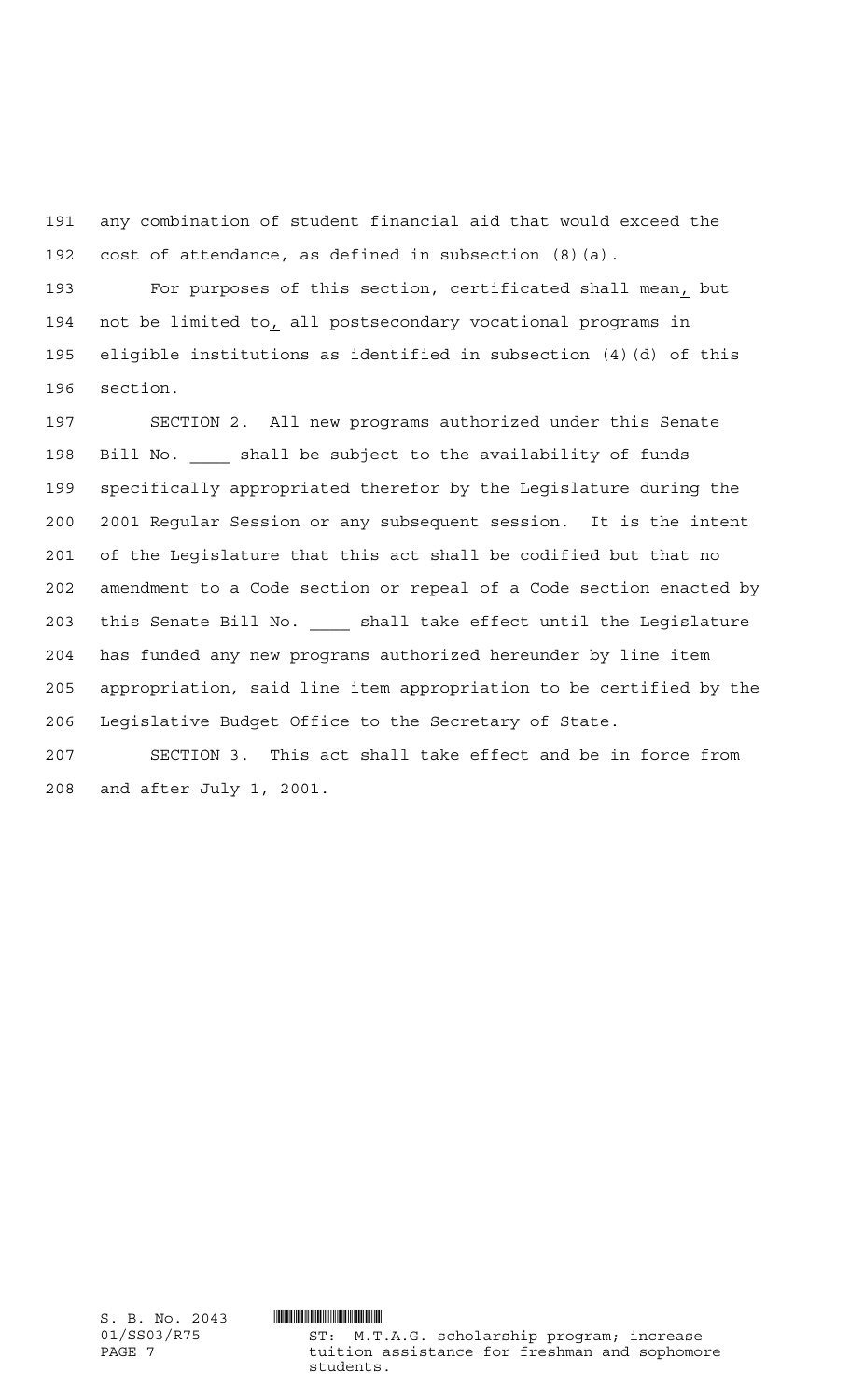any combination of student financial aid that would exceed the cost of attendance, as defined in subsection (8)(a).

For purposes of this section, certificated shall mean, but not be limited to, all postsecondary vocational programs in eligible institutions as identified in subsection (4)(d) of this section.

SECTION 2. All new programs authorized under this Senate Bill No. ____ shall be subject to the availability of funds specifically appropriated therefor by the Legislature during the 2001 Regular Session or any subsequent session. It is the intent of the Legislature that this act shall be codified but that no amendment to a Code section or repeal of a Code section enacted by this Senate Bill No. ____ shall take effect until the Legislature has funded any new programs authorized hereunder by line item appropriation, said line item appropriation to be certified by the Legislative Budget Office to the Secretary of State.

SECTION 3. This act shall take effect and be in force from and after July 1, 2001.

ST: M.T.A.G. scholarship program; increase tuition assistance for freshman and sophomore students.